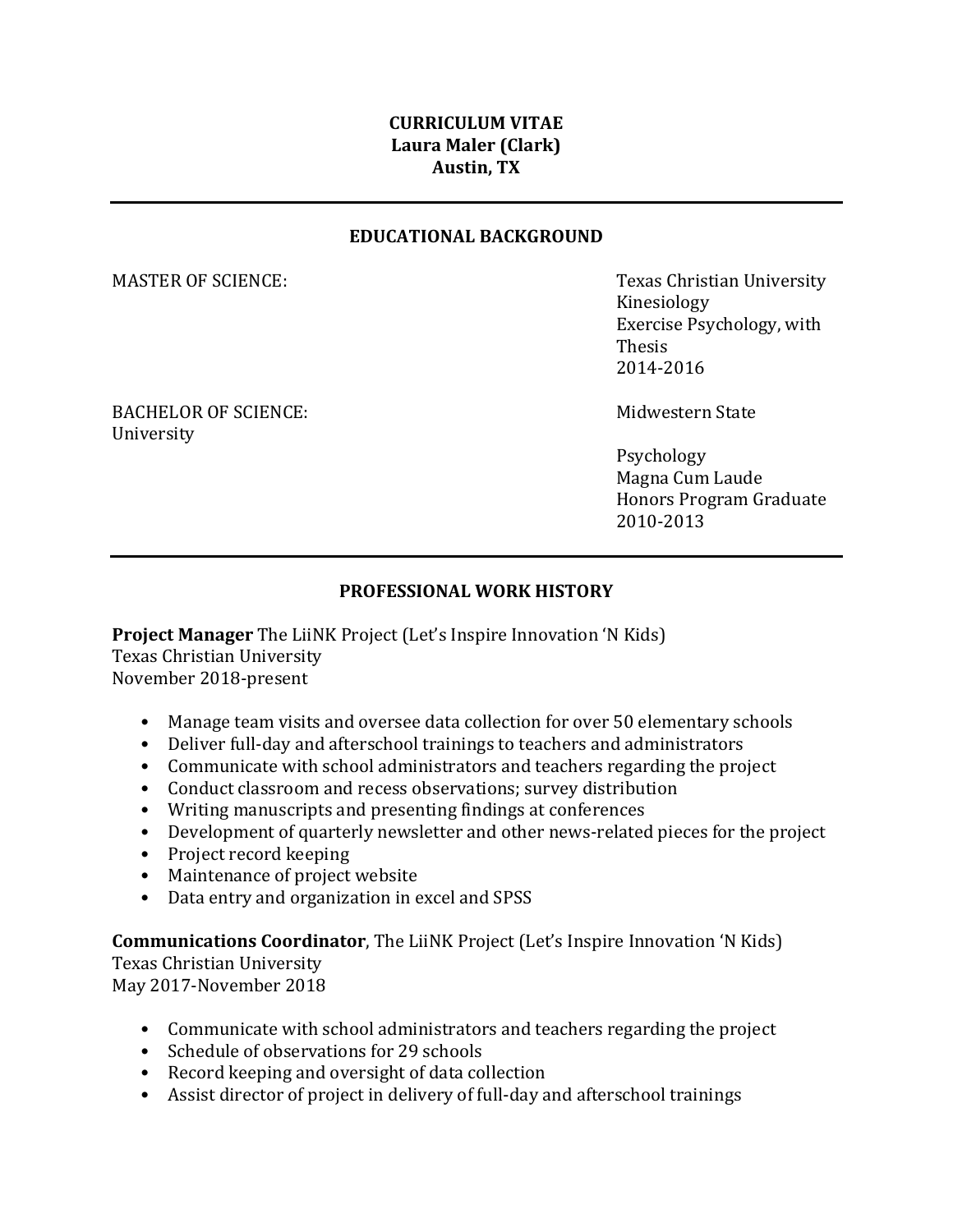**CURRICULUM VITAE**
**Laura Maler (Clark)**
**Austin, TX**

---

## EDUCATIONAL BACKGROUND

MASTER OF SCIENCE:
Texas Christian University
Kinesiology
Exercise Psychology, with Thesis
2014-2016

BACHELOR OF SCIENCE:
Midwestern State University
Psychology
Magna Cum Laude
Honors Program Graduate
2010-2013

---

## PROFESSIONAL WORK HISTORY

**Project Manager** The LiiNK Project (Let's Inspire Innovation 'N Kids)
Texas Christian University
November 2018-present

- Manage team visits and oversee data collection for over 50 elementary schools
- Deliver full-day and afterschool trainings to teachers and administrators
- Communicate with school administrators and teachers regarding the project
- Conduct classroom and recess observations; survey distribution
- Writing manuscripts and presenting findings at conferences
- Development of quarterly newsletter and other news-related pieces for the project
- Project record keeping
- Maintenance of project website
- Data entry and organization in excel and SPSS

**Communications Coordinator**, The LiiNK Project (Let's Inspire Innovation 'N Kids)
Texas Christian University
May 2017-November 2018

- Communicate with school administrators and teachers regarding the project
- Schedule of observations for 29 schools
- Record keeping and oversight of data collection
- Assist director of project in delivery of full-day and afterschool trainings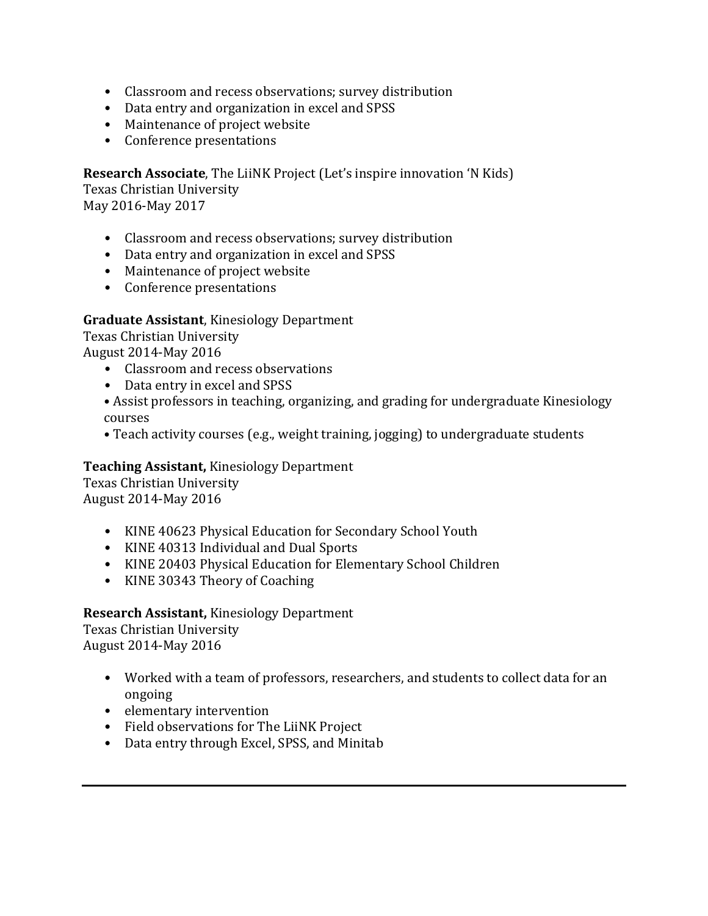- Classroom and recess observations; survey distribution
- Data entry and organization in excel and SPSS
- Maintenance of project website
- Conference presentations

**Research Associate**, The LiiNK Project (Let's inspire innovation 'N Kids)
Texas Christian University
May 2016-May 2017

- Classroom and recess observations; survey distribution
- Data entry and organization in excel and SPSS
- Maintenance of project website
- Conference presentations

**Graduate Assistant**, Kinesiology Department
Texas Christian University
August 2014-May 2016

- Classroom and recess observations
- Data entry in excel and SPSS
- Assist professors in teaching, organizing, and grading for undergraduate Kinesiology courses
- Teach activity courses (e.g., weight training, jogging) to undergraduate students

**Teaching Assistant,** Kinesiology Department
Texas Christian University
August 2014-May 2016

- KINE 40623 Physical Education for Secondary School Youth
- KINE 40313 Individual and Dual Sports
- KINE 20403 Physical Education for Elementary School Children
- KINE 30343 Theory of Coaching

**Research Assistant,** Kinesiology Department
Texas Christian University
August 2014-May 2016

- Worked with a team of professors, researchers, and students to collect data for an ongoing
- elementary intervention
- Field observations for The LiiNK Project
- Data entry through Excel, SPSS, and Minitab

---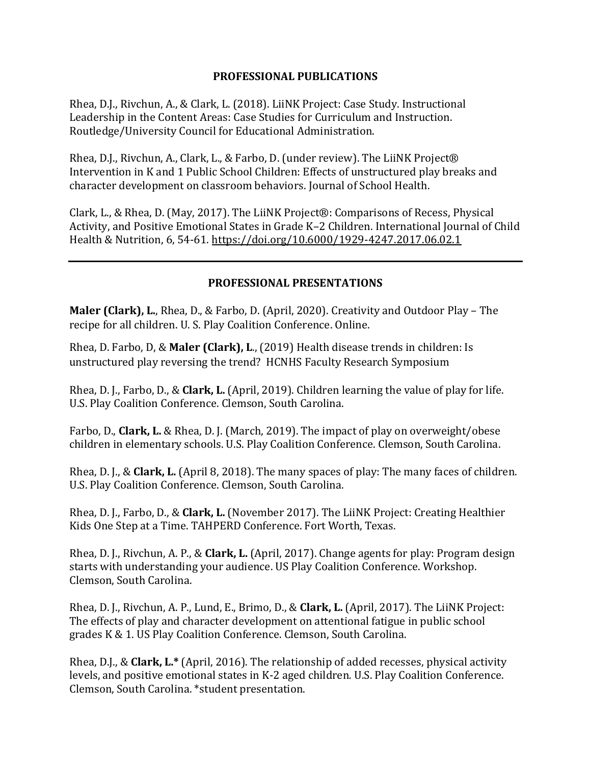## PROFESSIONAL PUBLICATIONS

Rhea, D.J., Rivchun, A., & Clark, L. (2018). LiiNK Project: Case Study. Instructional Leadership in the Content Areas: Case Studies for Curriculum and Instruction. Routledge/University Council for Educational Administration.

Rhea, D.J., Rivchun, A., Clark, L., & Farbo, D. (under review). The LiiNK Project® Intervention in K and 1 Public School Children: Effects of unstructured play breaks and character development on classroom behaviors. Journal of School Health.

Clark, L., & Rhea, D. (May, 2017). The LiiNK Project®: Comparisons of Recess, Physical Activity, and Positive Emotional States in Grade K–2 Children. International Journal of Child Health & Nutrition, 6, 54-61. https://doi.org/10.6000/1929-4247.2017.06.02.1

---

## PROFESSIONAL PRESENTATIONS

**Maler (Clark), L.**, Rhea, D., & Farbo, D. (April, 2020). Creativity and Outdoor Play – The recipe for all children. U. S. Play Coalition Conference. Online.

Rhea, D. Farbo, D, & **Maler (Clark), L.**, (2019) Health disease trends in children: Is unstructured play reversing the trend? HCNHS Faculty Research Symposium

Rhea, D. J., Farbo, D., & **Clark, L.** (April, 2019). Children learning the value of play for life. U.S. Play Coalition Conference. Clemson, South Carolina.

Farbo, D., **Clark, L.** & Rhea, D. J. (March, 2019). The impact of play on overweight/obese children in elementary schools. U.S. Play Coalition Conference. Clemson, South Carolina.

Rhea, D. J., & **Clark, L.** (April 8, 2018). The many spaces of play: The many faces of children. U.S. Play Coalition Conference. Clemson, South Carolina.

Rhea, D. J., Farbo, D., & **Clark, L.** (November 2017). The LiiNK Project: Creating Healthier Kids One Step at a Time. TAHPERD Conference. Fort Worth, Texas.

Rhea, D. J., Rivchun, A. P., & **Clark, L.** (April, 2017). Change agents for play: Program design starts with understanding your audience. US Play Coalition Conference. Workshop. Clemson, South Carolina.

Rhea, D. J., Rivchun, A. P., Lund, E., Brimo, D., & **Clark, L.** (April, 2017). The LiiNK Project: The effects of play and character development on attentional fatigue in public school grades K & 1. US Play Coalition Conference. Clemson, South Carolina.

Rhea, D.J., & **Clark, L.*** (April, 2016). The relationship of added recesses, physical activity levels, and positive emotional states in K-2 aged children. U.S. Play Coalition Conference. Clemson, South Carolina. *student presentation.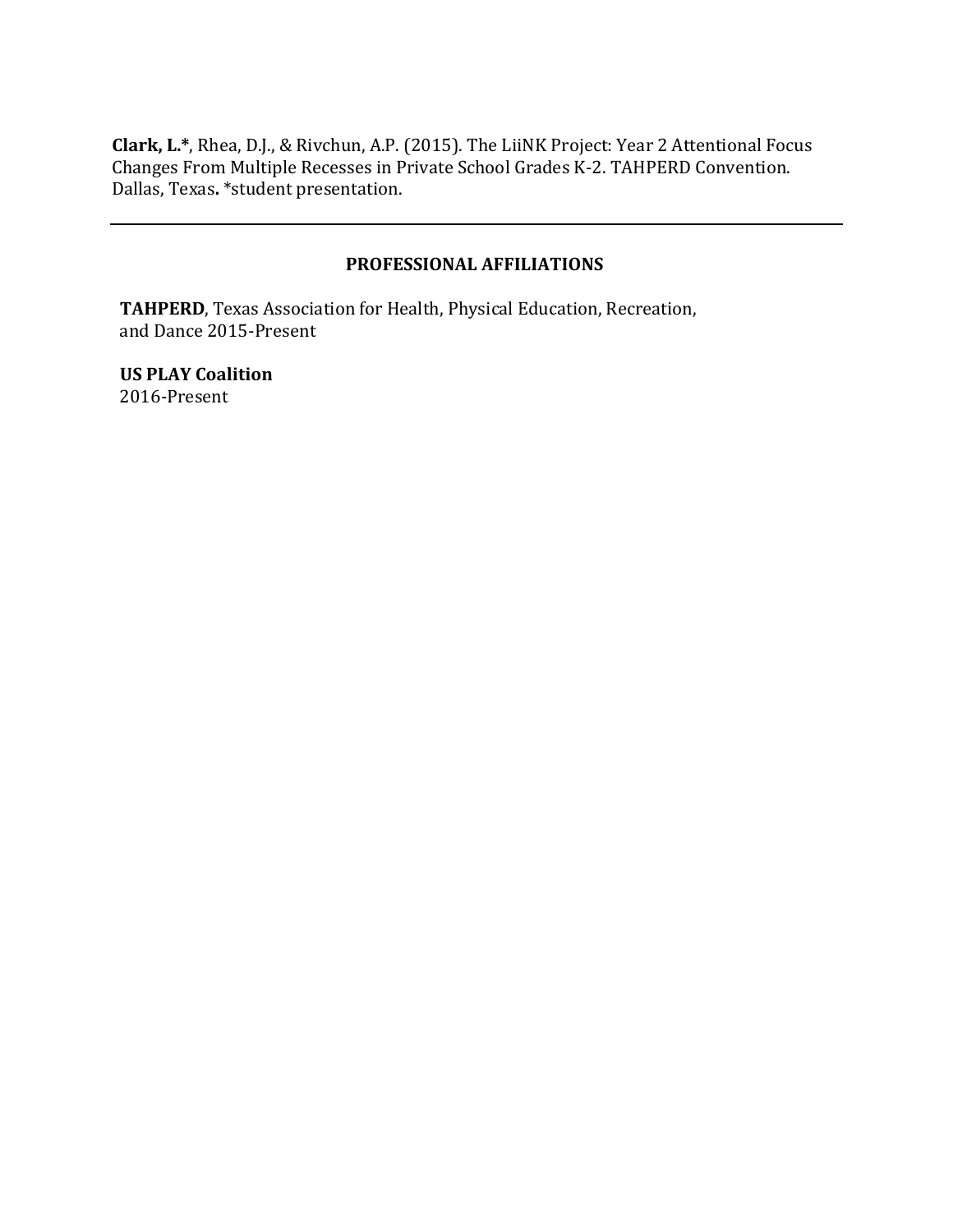**Clark, L.***, Rhea, D.J., & Rivchun, A.P. (2015). The LiiNK Project: Year 2 Attentional Focus Changes From Multiple Recesses in Private School Grades K-2. TAHPERD Convention. Dallas, Texas**.** *student presentation.

---

## PROFESSIONAL AFFILIATIONS

**TAHPERD**, Texas Association for Health, Physical Education, Recreation, and Dance 2015-Present

**US PLAY Coalition**
2016-Present